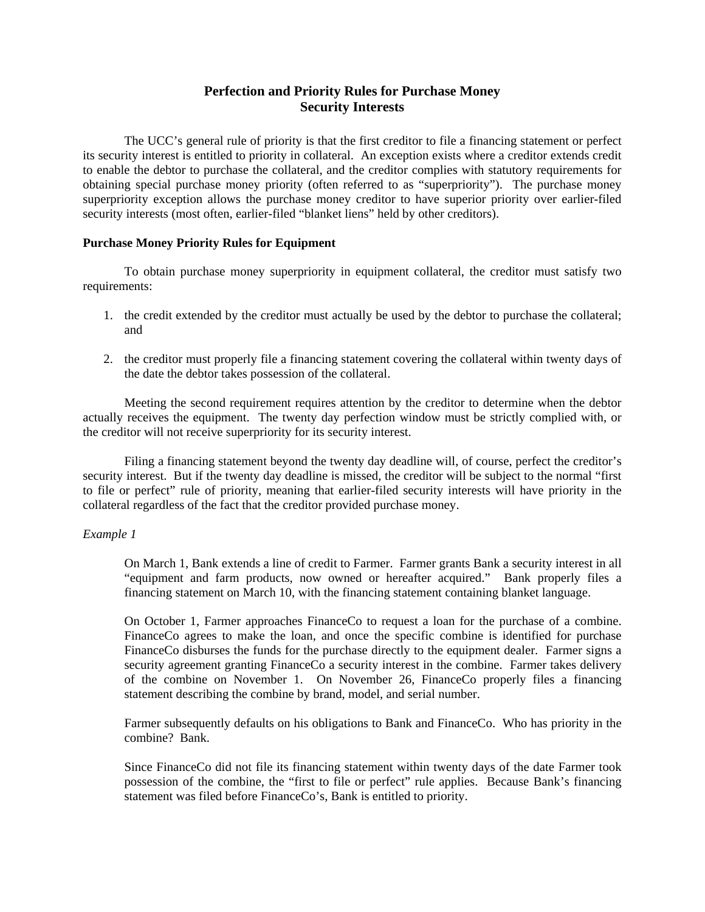# Perfection and Priority Rules for Purchase Money Security Interests

The UCC's general rule of priority is that the first creditor to file a financing statement or perfect its security interest is entitled to priority in collateral. An exception exists where a creditor extends credit to enable the debtor to purchase the collateral, and the creditor complies with statutory requirements for obtaining special purchase money priority (often referred to as "superpriority"). The purchase money superpriority exception allows the purchase money creditor to have superior priority over earlier-filed security interests (most often, earlier-filed "blanket liens" held by other creditors).

## Purchase Money Priority Rules for Equipment

To obtain purchase money superpriority in equipment collateral, the creditor must satisfy two requirements:

1. the credit extended by the creditor must actually be used by the debtor to purchase the collateral; and
2. the creditor must properly file a financing statement covering the collateral within twenty days of the date the debtor takes possession of the collateral.

Meeting the second requirement requires attention by the creditor to determine when the debtor actually receives the equipment. The twenty day perfection window must be strictly complied with, or the creditor will not receive superpriority for its security interest.

Filing a financing statement beyond the twenty day deadline will, of course, perfect the creditor's security interest. But if the twenty day deadline is missed, the creditor will be subject to the normal "first to file or perfect" rule of priority, meaning that earlier-filed security interests will have priority in the collateral regardless of the fact that the creditor provided purchase money.

*Example 1*

> On March 1, Bank extends a line of credit to Farmer. Farmer grants Bank a security interest in all "equipment and farm products, now owned or hereafter acquired." Bank properly files a financing statement on March 10, with the financing statement containing blanket language.
>
> On October 1, Farmer approaches FinanceCo to request a loan for the purchase of a combine. FinanceCo agrees to make the loan, and once the specific combine is identified for purchase FinanceCo disburses the funds for the purchase directly to the equipment dealer. Farmer signs a security agreement granting FinanceCo a security interest in the combine. Farmer takes delivery of the combine on November 1. On November 26, FinanceCo properly files a financing statement describing the combine by brand, model, and serial number.
>
> Farmer subsequently defaults on his obligations to Bank and FinanceCo. Who has priority in the combine? Bank.
>
> Since FinanceCo did not file its financing statement within twenty days of the date Farmer took possession of the combine, the "first to file or perfect" rule applies. Because Bank's financing statement was filed before FinanceCo's, Bank is entitled to priority.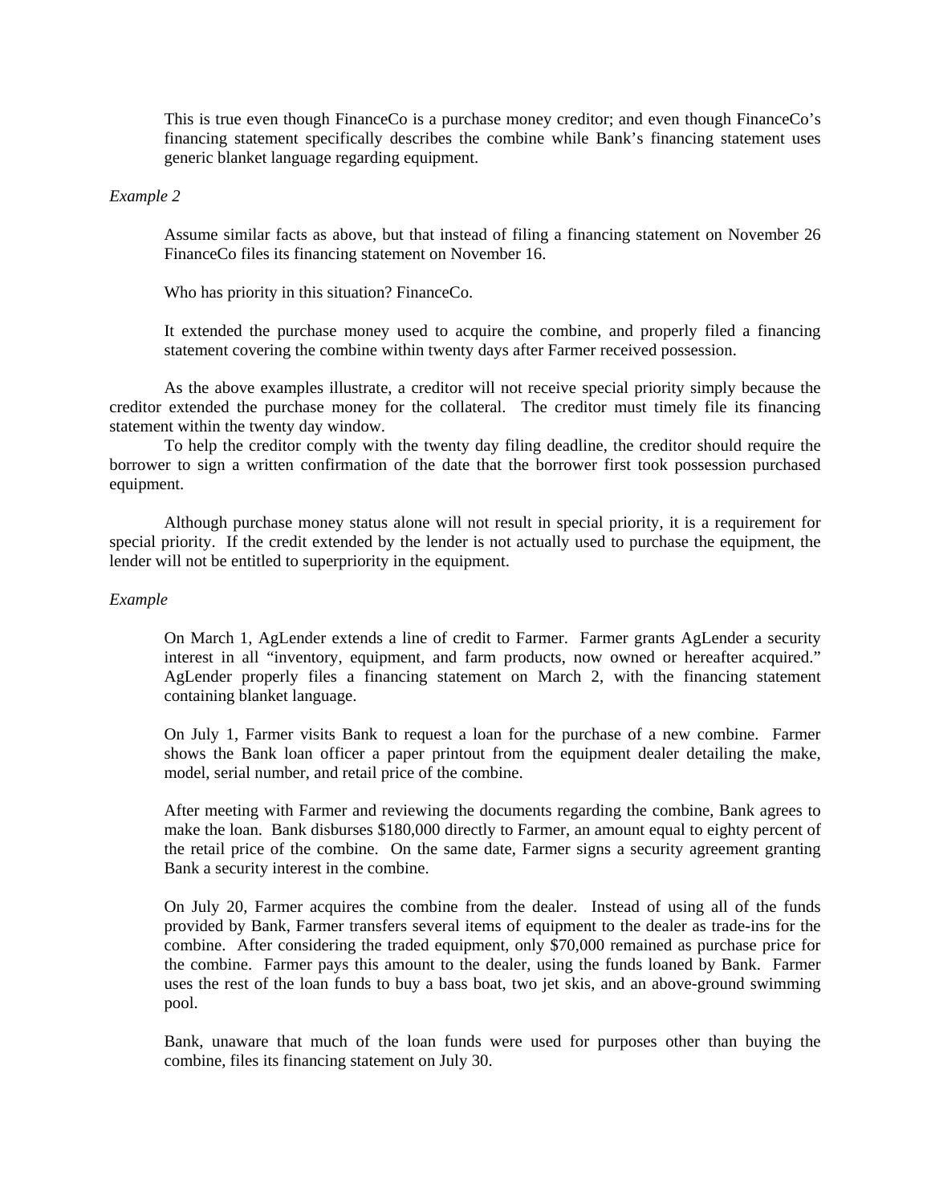This is true even though FinanceCo is a purchase money creditor; and even though FinanceCo's financing statement specifically describes the combine while Bank's financing statement uses generic blanket language regarding equipment.

*Example 2*

Assume similar facts as above, but that instead of filing a financing statement on November 26 FinanceCo files its financing statement on November 16.

Who has priority in this situation? FinanceCo.

It extended the purchase money used to acquire the combine, and properly filed a financing statement covering the combine within twenty days after Farmer received possession.

As the above examples illustrate, a creditor will not receive special priority simply because the creditor extended the purchase money for the collateral. The creditor must timely file its financing statement within the twenty day window.

To help the creditor comply with the twenty day filing deadline, the creditor should require the borrower to sign a written confirmation of the date that the borrower first took possession purchased equipment.

Although purchase money status alone will not result in special priority, it is a requirement for special priority. If the credit extended by the lender is not actually used to purchase the equipment, the lender will not be entitled to superpriority in the equipment.

*Example*

On March 1, AgLender extends a line of credit to Farmer. Farmer grants AgLender a security interest in all "inventory, equipment, and farm products, now owned or hereafter acquired." AgLender properly files a financing statement on March 2, with the financing statement containing blanket language.

On July 1, Farmer visits Bank to request a loan for the purchase of a new combine. Farmer shows the Bank loan officer a paper printout from the equipment dealer detailing the make, model, serial number, and retail price of the combine.

After meeting with Farmer and reviewing the documents regarding the combine, Bank agrees to make the loan. Bank disburses $180,000 directly to Farmer, an amount equal to eighty percent of the retail price of the combine. On the same date, Farmer signs a security agreement granting Bank a security interest in the combine.

On July 20, Farmer acquires the combine from the dealer. Instead of using all of the funds provided by Bank, Farmer transfers several items of equipment to the dealer as trade-ins for the combine. After considering the traded equipment, only $70,000 remained as purchase price for the combine. Farmer pays this amount to the dealer, using the funds loaned by Bank. Farmer uses the rest of the loan funds to buy a bass boat, two jet skis, and an above-ground swimming pool.

Bank, unaware that much of the loan funds were used for purposes other than buying the combine, files its financing statement on July 30.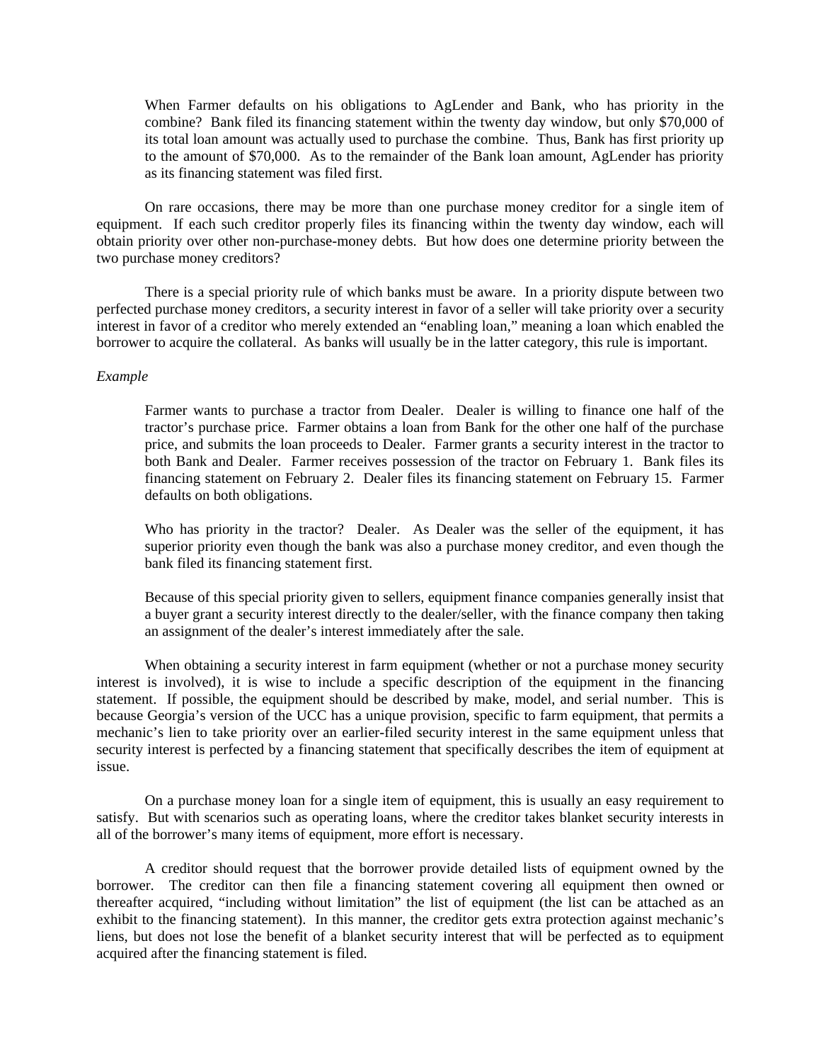When Farmer defaults on his obligations to AgLender and Bank, who has priority in the combine? Bank filed its financing statement within the twenty day window, but only $70,000 of its total loan amount was actually used to purchase the combine. Thus, Bank has first priority up to the amount of $70,000. As to the remainder of the Bank loan amount, AgLender has priority as its financing statement was filed first.

On rare occasions, there may be more than one purchase money creditor for a single item of equipment. If each such creditor properly files its financing within the twenty day window, each will obtain priority over other non-purchase-money debts. But how does one determine priority between the two purchase money creditors?

There is a special priority rule of which banks must be aware. In a priority dispute between two perfected purchase money creditors, a security interest in favor of a seller will take priority over a security interest in favor of a creditor who merely extended an "enabling loan," meaning a loan which enabled the borrower to acquire the collateral. As banks will usually be in the latter category, this rule is important.

*Example*

> Farmer wants to purchase a tractor from Dealer. Dealer is willing to finance one half of the tractor's purchase price. Farmer obtains a loan from Bank for the other one half of the purchase price, and submits the loan proceeds to Dealer. Farmer grants a security interest in the tractor to both Bank and Dealer. Farmer receives possession of the tractor on February 1. Bank files its financing statement on February 2. Dealer files its financing statement on February 15. Farmer defaults on both obligations.
>
> Who has priority in the tractor? Dealer. As Dealer was the seller of the equipment, it has superior priority even though the bank was also a purchase money creditor, and even though the bank filed its financing statement first.
>
> Because of this special priority given to sellers, equipment finance companies generally insist that a buyer grant a security interest directly to the dealer/seller, with the finance company then taking an assignment of the dealer's interest immediately after the sale.

When obtaining a security interest in farm equipment (whether or not a purchase money security interest is involved), it is wise to include a specific description of the equipment in the financing statement. If possible, the equipment should be described by make, model, and serial number. This is because Georgia's version of the UCC has a unique provision, specific to farm equipment, that permits a mechanic's lien to take priority over an earlier-filed security interest in the same equipment unless that security interest is perfected by a financing statement that specifically describes the item of equipment at issue.

On a purchase money loan for a single item of equipment, this is usually an easy requirement to satisfy. But with scenarios such as operating loans, where the creditor takes blanket security interests in all of the borrower's many items of equipment, more effort is necessary.

A creditor should request that the borrower provide detailed lists of equipment owned by the borrower. The creditor can then file a financing statement covering all equipment then owned or thereafter acquired, "including without limitation" the list of equipment (the list can be attached as an exhibit to the financing statement). In this manner, the creditor gets extra protection against mechanic's liens, but does not lose the benefit of a blanket security interest that will be perfected as to equipment acquired after the financing statement is filed.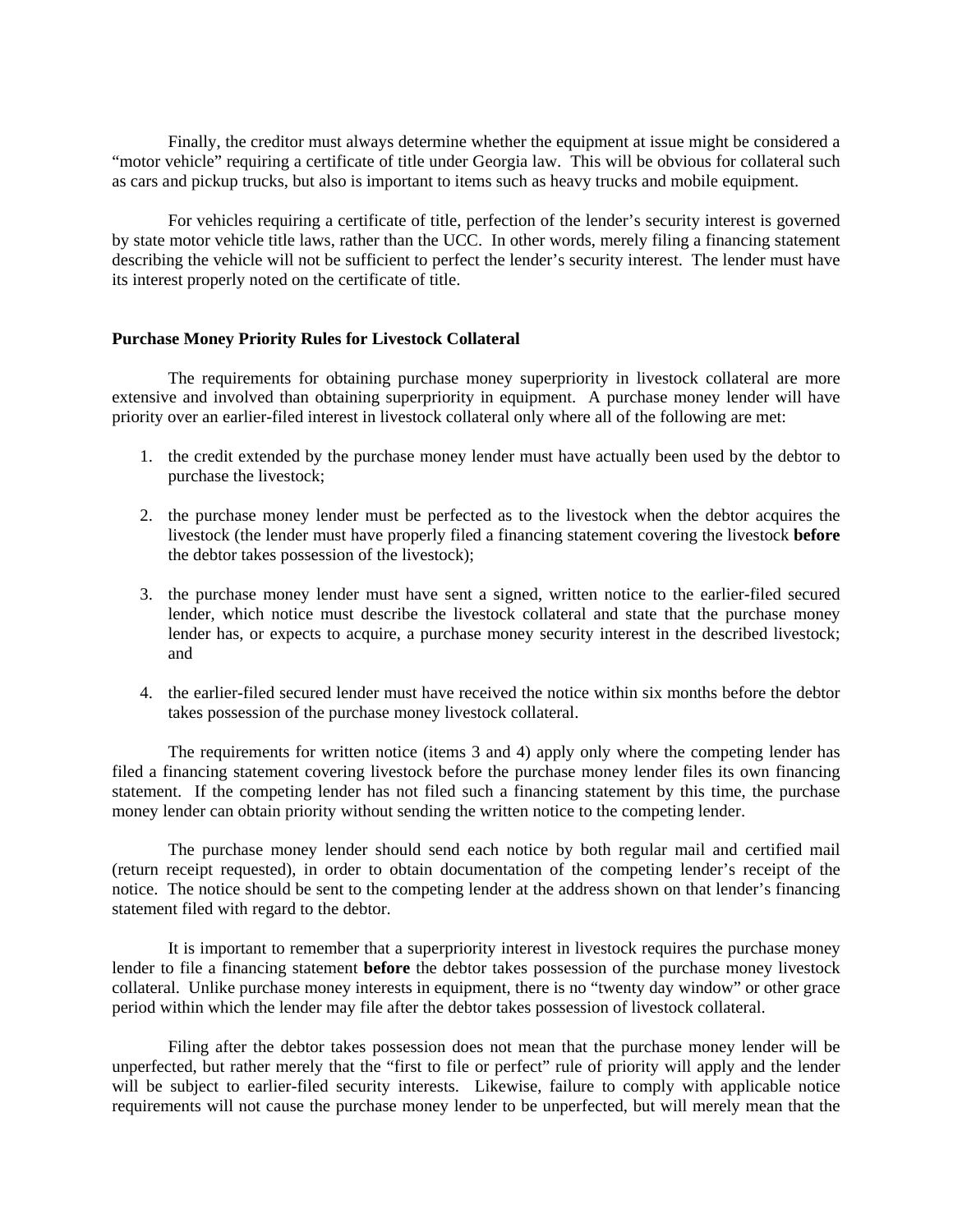Finally, the creditor must always determine whether the equipment at issue might be considered a "motor vehicle" requiring a certificate of title under Georgia law. This will be obvious for collateral such as cars and pickup trucks, but also is important to items such as heavy trucks and mobile equipment.

For vehicles requiring a certificate of title, perfection of the lender's security interest is governed by state motor vehicle title laws, rather than the UCC. In other words, merely filing a financing statement describing the vehicle will not be sufficient to perfect the lender's security interest. The lender must have its interest properly noted on the certificate of title.

### Purchase Money Priority Rules for Livestock Collateral

The requirements for obtaining purchase money superpriority in livestock collateral are more extensive and involved than obtaining superpriority in equipment. A purchase money lender will have priority over an earlier-filed interest in livestock collateral only where all of the following are met:

1. the credit extended by the purchase money lender must have actually been used by the debtor to purchase the livestock;

2. the purchase money lender must be perfected as to the livestock when the debtor acquires the livestock (the lender must have properly filed a financing statement covering the livestock **before** the debtor takes possession of the livestock);

3. the purchase money lender must have sent a signed, written notice to the earlier-filed secured lender, which notice must describe the livestock collateral and state that the purchase money lender has, or expects to acquire, a purchase money security interest in the described livestock; and

4. the earlier-filed secured lender must have received the notice within six months before the debtor takes possession of the purchase money livestock collateral.

The requirements for written notice (items 3 and 4) apply only where the competing lender has filed a financing statement covering livestock before the purchase money lender files its own financing statement. If the competing lender has not filed such a financing statement by this time, the purchase money lender can obtain priority without sending the written notice to the competing lender.

The purchase money lender should send each notice by both regular mail and certified mail (return receipt requested), in order to obtain documentation of the competing lender's receipt of the notice. The notice should be sent to the competing lender at the address shown on that lender's financing statement filed with regard to the debtor.

It is important to remember that a superpriority interest in livestock requires the purchase money lender to file a financing statement **before** the debtor takes possession of the purchase money livestock collateral. Unlike purchase money interests in equipment, there is no "twenty day window" or other grace period within which the lender may file after the debtor takes possession of livestock collateral.

Filing after the debtor takes possession does not mean that the purchase money lender will be unperfected, but rather merely that the "first to file or perfect" rule of priority will apply and the lender will be subject to earlier-filed security interests. Likewise, failure to comply with applicable notice requirements will not cause the purchase money lender to be unperfected, but will merely mean that the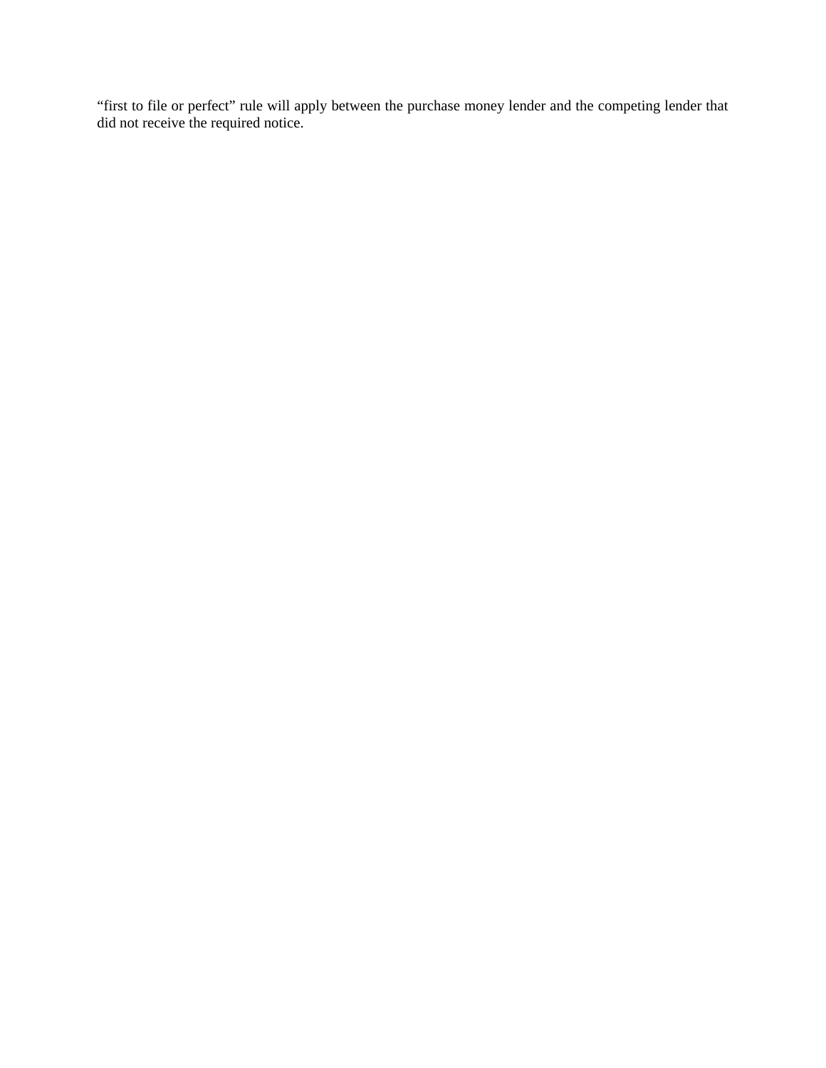“first to file or perfect” rule will apply between the purchase money lender and the competing lender that did not receive the required notice.